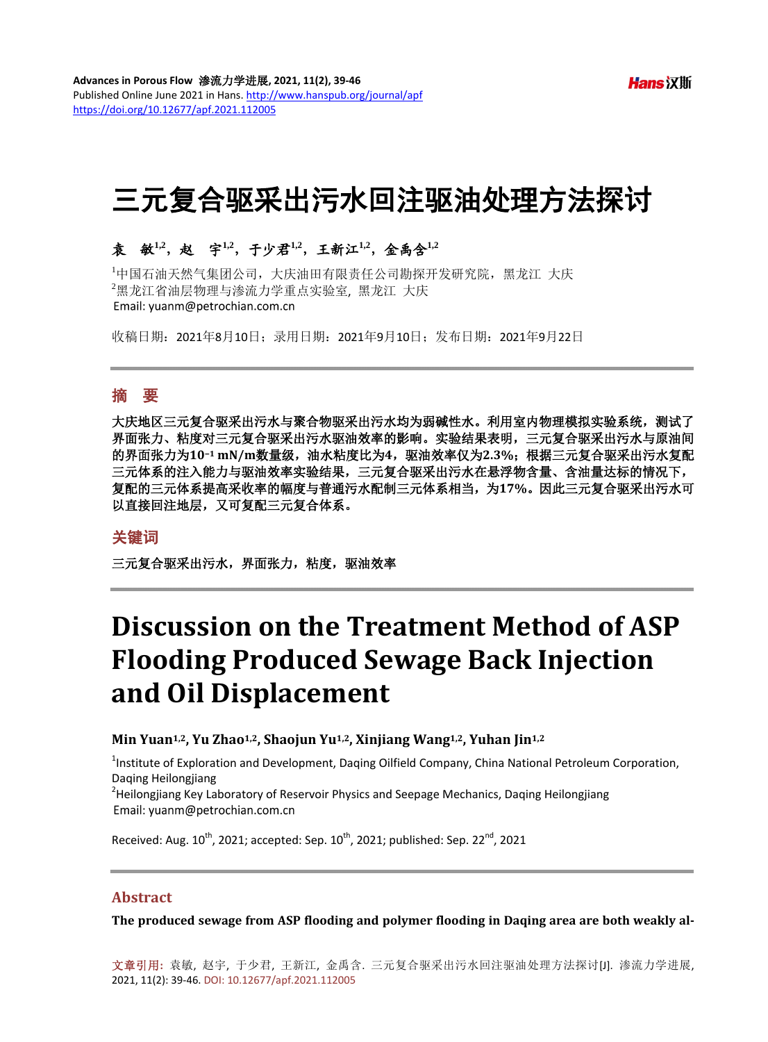# 三元复合驱采出污水回注驱油处理方法探讨

袁　敏[1,2]，赵　宇[1,2]，于少君[1,2]，王新江[1,2]，金禹含[1,2]

[1]中国石油天然气集团公司，大庆油田有限责任公司勘探开发研究院，黑龙江 大庆
[2]黑龙江省油层物理与渗流力学重点实验室，黑龙江 大庆
Email: yuanm@petrochian.com.cn

收稿日期：2021年8月10日；录用日期：2021年9月10日；发布日期：2021年9月22日

## 摘　要

**大庆地区三元复合驱采出污水与聚合物驱采出污水均为弱碱性水。利用室内物理模拟实验系统，测试了界面张力、粘度对三元复合驱采出污水驱油效率的影响。实验结果表明，三元复合驱采出污水与原油间的界面张力为$10^{-1}$ mN/m数量级，油水粘度比为4，驱油效率仅为2.3%；根据三元复合驱采出污水复配三元体系的注入能力与驱油效率实验结果，三元复合驱采出污水在悬浮物含量、含油量达标的情况下，复配的三元体系提高采收率的幅度与普通污水配制三元体系相当，为17%。因此三元复合驱采出污水可以直接回注地层，又可复配三元复合体系。**

## 关键词

三元复合驱采出污水，界面张力，粘度，驱油效率

# Discussion on the Treatment Method of ASP Flooding Produced Sewage Back Injection and Oil Displacement

**Min Yuan[1,2], Yu Zhao[1,2], Shaojun Yu[1,2], Xinjiang Wang[1,2], Yuhan Jin[1,2]**

[1]Institute of Exploration and Development, Daqing Oilfield Company, China National Petroleum Corporation, Daqing Heilongjiang
[2]Heilongjiang Key Laboratory of Reservoir Physics and Seepage Mechanics, Daqing Heilongjiang
Email: yuanm@petrochian.com.cn

Received: Aug. 10th, 2021; accepted: Sep. 10th, 2021; published: Sep. 22nd, 2021

## Abstract

**The produced sewage from ASP flooding and polymer flooding in Daqing area are both weakly al-**

文章引用：袁敏，赵宇，于少君，王新江，金禹含. 三元复合驱采出污水回注驱油处理方法探讨[J]. 渗流力学进展, 2021, 11(2): 39-46. DOI: 10.12677/apf.2021.112005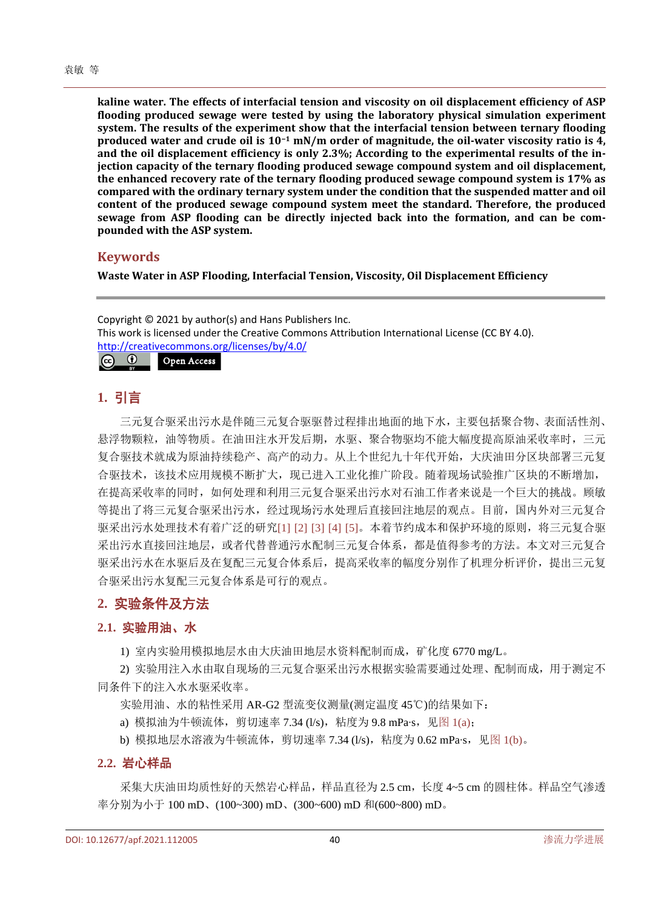**kaline water. The effects of interfacial tension and viscosity on oil displacement efficiency of ASP flooding produced sewage were tested by using the laboratory physical simulation experiment system. The results of the experiment show that the interfacial tension between ternary flooding produced water and crude oil is $10^{-1}$ mN/m order of magnitude, the oil-water viscosity ratio is 4, and the oil displacement efficiency is only 2.3%; According to the experimental results of the injection capacity of the ternary flooding produced sewage compound system and oil displacement, the enhanced recovery rate of the ternary flooding produced sewage compound system is 17% as compared with the ordinary ternary system under the condition that the suspended matter and oil content of the produced sewage compound system meet the standard. Therefore, the produced sewage from ASP flooding can be directly injected back into the formation, and can be compounded with the ASP system.**

## Keywords

**Waste Water in ASP Flooding, Interfacial Tension, Viscosity, Oil Displacement Efficiency**

Copyright © 2021 by author(s) and Hans Publishers Inc.
This work is licensed under the Creative Commons Attribution International License (CC BY 4.0).
http://creativecommons.org/licenses/by/4.0/

Open Access

## 1. 引言

三元复合驱采出污水是伴随三元复合驱驱替过程排出地面的地下水，主要包括聚合物、表面活性剂、悬浮物颗粒，油等物质。在油田注水开发后期，水驱、聚合物驱均不能大幅度提高原油采收率时，三元复合驱技术就成为原油持续稳产、高产的动力。从上个世纪九十年代开始，大庆油田分区块部署三元复合驱技术，该技术应用规模不断扩大，现已进入工业化推广阶段。随着现场试验推广区块的不断增加，在提高采收率的同时，如何处理和利用三元复合驱采出污水对石油工作者来说是一个巨大的挑战。顾敏等提出了将三元复合驱采出污水，经过现场污水处理后直接回注地层的观点。目前，国内外对三元复合驱采出污水处理技术有着广泛的研究[1] [2] [3] [4] [5]。本着节约成本和保护环境的原则，将三元复合驱采出污水直接回注地层，或者代替普通污水配制三元复合体系，都是值得参考的方法。本文对三元复合驱采出污水在水驱后及在复配三元复合体系后，提高采收率的幅度分别作了机理分析评价，提出三元复合驱采出污水复配三元复合体系是可行的观点。

## 2. 实验条件及方法

### 2.1. 实验用油、水

1) 室内实验用模拟地层水由大庆油田地层水资料配制而成，矿化度 6770 mg/L。

2) 实验用注入水由取自现场的三元复合驱采出污水根据实验需要通过处理、配制而成，用于测定不同条件下的注入水水驱采收率。

实验用油、水的粘性采用 AR-G2 型流变仪测量(测定温度 45℃)的结果如下：

a) 模拟油为牛顿流体，剪切速率 7.34 (l/s)，粘度为 9.8 mPa·s，见图 1(a)；

b) 模拟地层水溶液为牛顿流体，剪切速率 7.34 (l/s)，粘度为 0.62 mPa·s，见图 1(b)。

### 2.2. 岩心样品

采集大庆油田均质性好的天然岩心样品，样品直径为 2.5 cm，长度 4~5 cm 的圆柱体。样品空气渗透率分别为小于 100 mD、(100~300) mD、(300~600) mD 和(600~800) mD。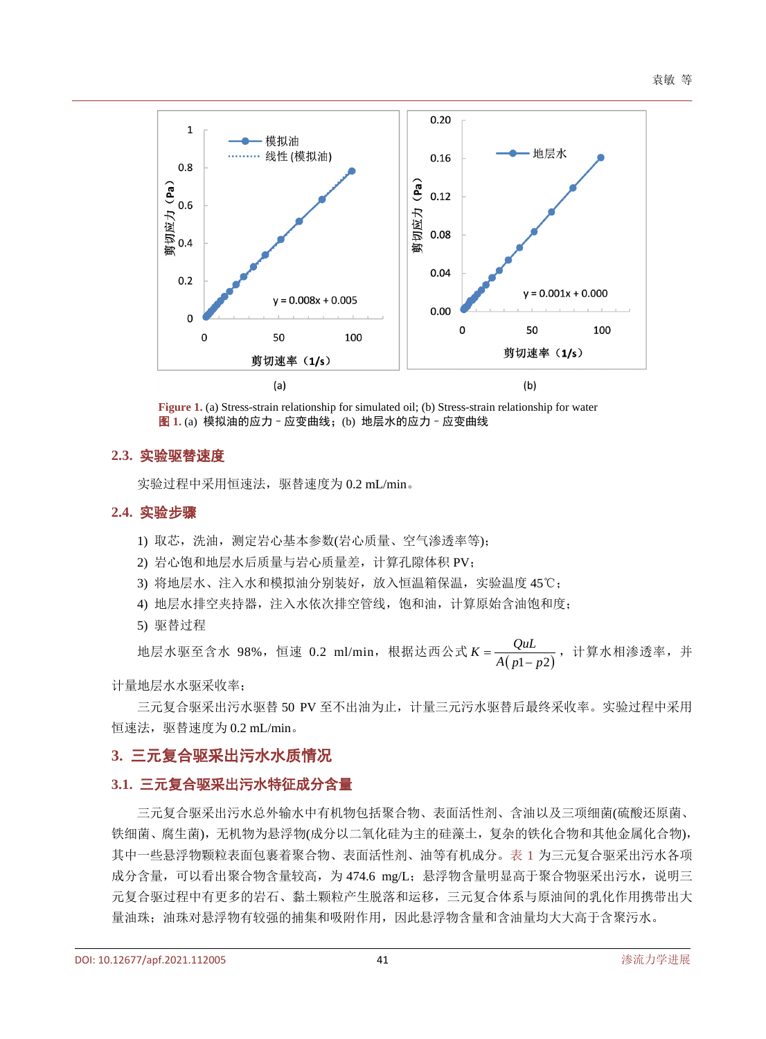Figure 1. (a) Stress-strain relationship for simulated oil; (b) Stress-strain relationship for water
图 1. (a) 模拟油的应力－应变曲线；(b) 地层水的应力－应变曲线

### 2.3. 实验驱替速度

实验过程中采用恒速法，驱替速度为 0.2 mL/min。

### 2.4. 实验步骤

1) 取芯，洗油，测定岩心基本参数(岩心质量、空气渗透率等)；
2) 岩心饱和地层水后质量与岩心质量差，计算孔隙体积 PV；
3) 将地层水、注入水和模拟油分别装好，放入恒温箱保温，实验温度 45℃；
4) 地层水排空夹持器，注入水依次排空管线，饱和油，计算原始含油饱和度；
5) 驱替过程

地层水驱至含水 98%，恒速 0.2 ml/min，根据达西公式 $K = \dfrac{QuL}{A(p1 - p2)}$，计算水相渗透率，并计量地层水水驱采收率；

三元复合驱采出污水驱替 50 PV 至不出油为止，计量三元污水驱替后最终采收率。实验过程中采用恒速法，驱替速度为 0.2 mL/min。

## 3. 三元复合驱采出污水水质情况

### 3.1. 三元复合驱采出污水特征成分含量

三元复合驱采出污水总外输水中有机物包括聚合物、表面活性剂、含油以及三项细菌(硫酸还原菌、铁细菌、腐生菌)，无机物为悬浮物(成分以二氧化硅为主的硅藻土，复杂的铁化合物和其他金属化合物)，其中一些悬浮物颗粒表面包裹着聚合物、表面活性剂、油等有机成分。表 1 为三元复合驱采出污水各项成分含量，可以看出聚合物含量较高，为 474.6 mg/L；悬浮物含量明显高于聚合物驱采出污水，说明三元复合驱过程中有更多的岩石、黏土颗粒产生脱落和运移，三元复合体系与原油间的乳化作用携带出大量油珠；油珠对悬浮物有较强的捕集和吸附作用，因此悬浮物含量和含油量均大大高于含聚污水。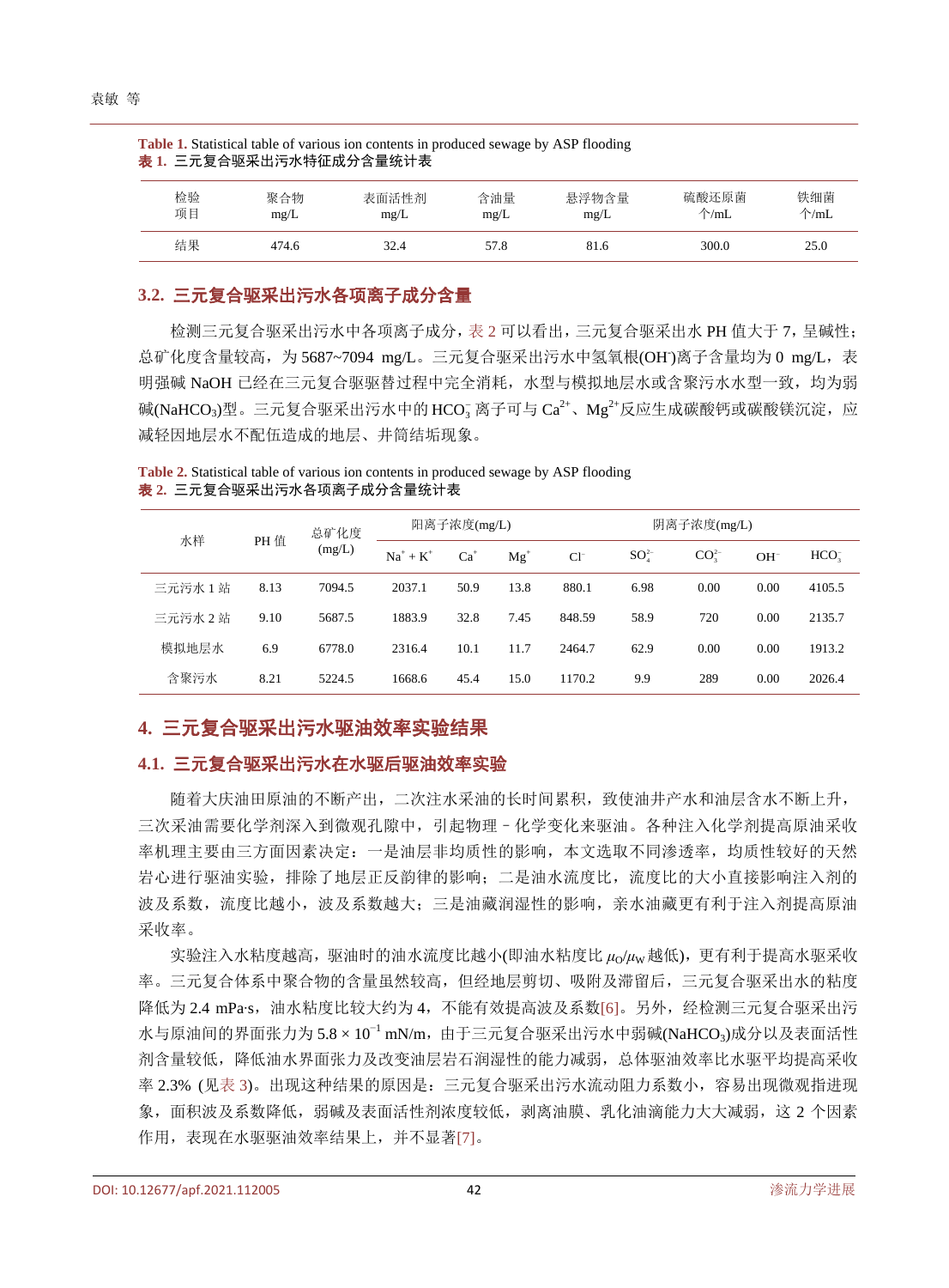**Table 1.** Statistical table of various ion contents in produced sewage by ASP flooding
**表 1.** 三元复合驱采出污水特征成分含量统计表

| 检验项目 | 聚合物 mg/L | 表面活性剂 mg/L | 含油量 mg/L | 悬浮物含量 mg/L | 硫酸还原菌 个/mL | 铁细菌 个/mL |
|---|---|---|---|---|---|---|
| 结果 | 474.6 | 32.4 | 57.8 | 81.6 | 300.0 | 25.0 |

## 3.2. 三元复合驱采出污水各项离子成分含量

检测三元复合驱采出污水中各项离子成分，表 2 可以看出，三元复合驱采出水 PH 值大于 7，呈碱性；总矿化度含量较高，为 5687~7094 mg/L。三元复合驱采出污水中氢氧根($OH^-$)离子含量均为 0 mg/L，表明强碱 NaOH 已经在三元复合驱驱替过程中完全消耗，水型与模拟地层水或含聚污水水型一致，均为弱碱($NaHCO_3$)型。三元复合驱采出污水中的 $HCO_3^-$ 离子可与 $Ca^{2+}$、$Mg^{2+}$反应生成碳酸钙或碳酸镁沉淀，应减轻因地层水不配伍造成的地层、井筒结垢现象。

**Table 2.** Statistical table of various ion contents in produced sewage by ASP flooding
**表 2.** 三元复合驱采出污水各项离子成分含量统计表

| 水样 | PH 值 | 总矿化度 (mg/L) | 阳离子浓度(mg/L) | | | | 阴离子浓度(mg/L) | | | |
|---|---|---|---|---|---|---|---|---|---|---|
| | | | $Na^+ + K^+$ | $Ca^+$ | $Mg^+$ | $Cl^-$ | $SO_4^{2-}$ | $CO_3^{2-}$ | $OH^-$ | $HCO_3^-$ |
| 三元污水 1 站 | 8.13 | 7094.5 | 2037.1 | 50.9 | 13.8 | 880.1 | 6.98 | 0.00 | 0.00 | 4105.5 |
| 三元污水 2 站 | 9.10 | 5687.5 | 1883.9 | 32.8 | 7.45 | 848.59 | 58.9 | 720 | 0.00 | 2135.7 |
| 模拟地层水 | 6.9 | 6778.0 | 2316.4 | 10.1 | 11.7 | 2464.7 | 62.9 | 0.00 | 0.00 | 1913.2 |
| 含聚污水 | 8.21 | 5224.5 | 1668.6 | 45.4 | 15.0 | 1170.2 | 9.9 | 289 | 0.00 | 2026.4 |

# 4. 三元复合驱采出污水驱油效率实验结果

## 4.1. 三元复合驱采出污水在水驱后驱油效率实验

随着大庆油田原油的不断产出，二次注水采油的长时间累积，致使油井产水和油层含水不断上升，三次采油需要化学剂深入到微观孔隙中，引起物理－化学变化来驱油。各种注入化学剂提高原油采收率机理主要由三方面因素决定：一是油层非均质性的影响，本文选取不同渗透率，均质性较好的天然岩心进行驱油实验，排除了地层正反韵律的影响；二是油水流度比，流度比的大小直接影响注入剂的波及系数，流度比越小，波及系数越大；三是油藏润湿性的影响，亲水油藏更有利于注入剂提高原油采收率。

实验注入水粘度越高，驱油时的油水流度比越小(即油水粘度比 $\mu_O/\mu_W$ 越低)，更有利于提高水驱采收率。三元复合体系中聚合物的含量虽然较高，但经地层剪切、吸附及滞留后，三元复合驱采出水的粘度降低为 2.4 mPa·s，油水粘度比较大约为 4，不能有效提高波及系数[6]。另外，经检测三元复合驱采出污水与原油间的界面张力为 $5.8 \times 10^{-1}$ mN/m，由于三元复合驱采出污水中弱碱($NaHCO_3$)成分以及表面活性剂含量较低，降低油水界面张力及改变油层岩石润湿性的能力减弱，总体驱油效率比水驱平均提高采收率 2.3% (见表 3)。出现这种结果的原因是：三元复合驱采出污水流动阻力系数小，容易出现微观指进现象，面积波及系数降低，弱碱及表面活性剂浓度较低，剥离油膜、乳化油滴能力大大减弱，这 2 个因素作用，表现在水驱驱油效率结果上，并不显著[7]。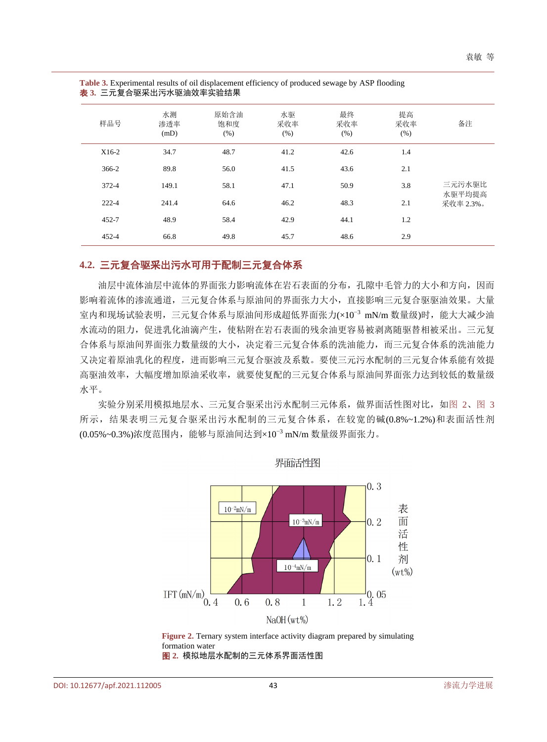**Table 3.** Experimental results of oil displacement efficiency of produced sewage by ASP flooding
**表 3.** 三元复合驱采出污水驱油效率实验结果

| 样品号 | 水测渗透率 (mD) | 原始含油饱和度 (%) | 水驱采收率 (%) | 最终采收率 (%) | 提高采收率 (%) | 备注 |
|---|---|---|---|---|---|---|
| X16-2 | 34.7 | 48.7 | 41.2 | 42.6 | 1.4 | 三元污水驱比水驱平均提高采收率 2.3%。 |
| 366-2 | 89.8 | 56.0 | 41.5 | 43.6 | 2.1 | |
| 372-4 | 149.1 | 58.1 | 47.1 | 50.9 | 3.8 | |
| 222-4 | 241.4 | 64.6 | 46.2 | 48.3 | 2.1 | |
| 452-7 | 48.9 | 58.4 | 42.9 | 44.1 | 1.2 | |
| 452-4 | 66.8 | 49.8 | 45.7 | 48.6 | 2.9 | |

### 4.2. 三元复合驱采出污水可用于配制三元复合体系

油层中流体油层中流体的界面张力影响流体在岩石表面的分布，孔隙中毛管力的大小和方向，因而影响着流体的渗流通道，三元复合体系与原油间的界面张力大小，直接影响三元复合驱驱油效果。大量室内和现场试验表明，三元复合体系与原油间形成超低界面张力($\times 10^{-3}$ mN/m 数量级)时，能大大减少油水流动的阻力，促进乳化油滴产生，使粘附在岩石表面的残余油更容易被剥离随驱替相被采出。三元复合体系与原油间界面张力数量级的大小，决定着三元复合体系的洗油能力，而三元复合体系的洗油能力又决定着原油乳化的程度，进而影响三元复合驱波及系数。要使三元污水配制的三元复合体系能有效提高驱油效率，大幅度增加原油采收率，就要使复配的三元复合体系与原油间界面张力达到较低的数量级水平。

实验分别采用模拟地层水、三元复合驱采出污水配制三元体系，做界面活性图对比，如图 2、图 3 所示，结果表明三元复合驱采出污水配制的三元复合体系，在较宽的碱(0.8%~1.2%)和表面活性剂(0.05%~0.3%)浓度范围内，能够与原油间达到$\times 10^{-3}$ mN/m 数量级界面张力。

**Figure 2.** Ternary system interface activity diagram prepared by simulating formation water
**图 2.** 模拟地层水配制的三元体系界面活性图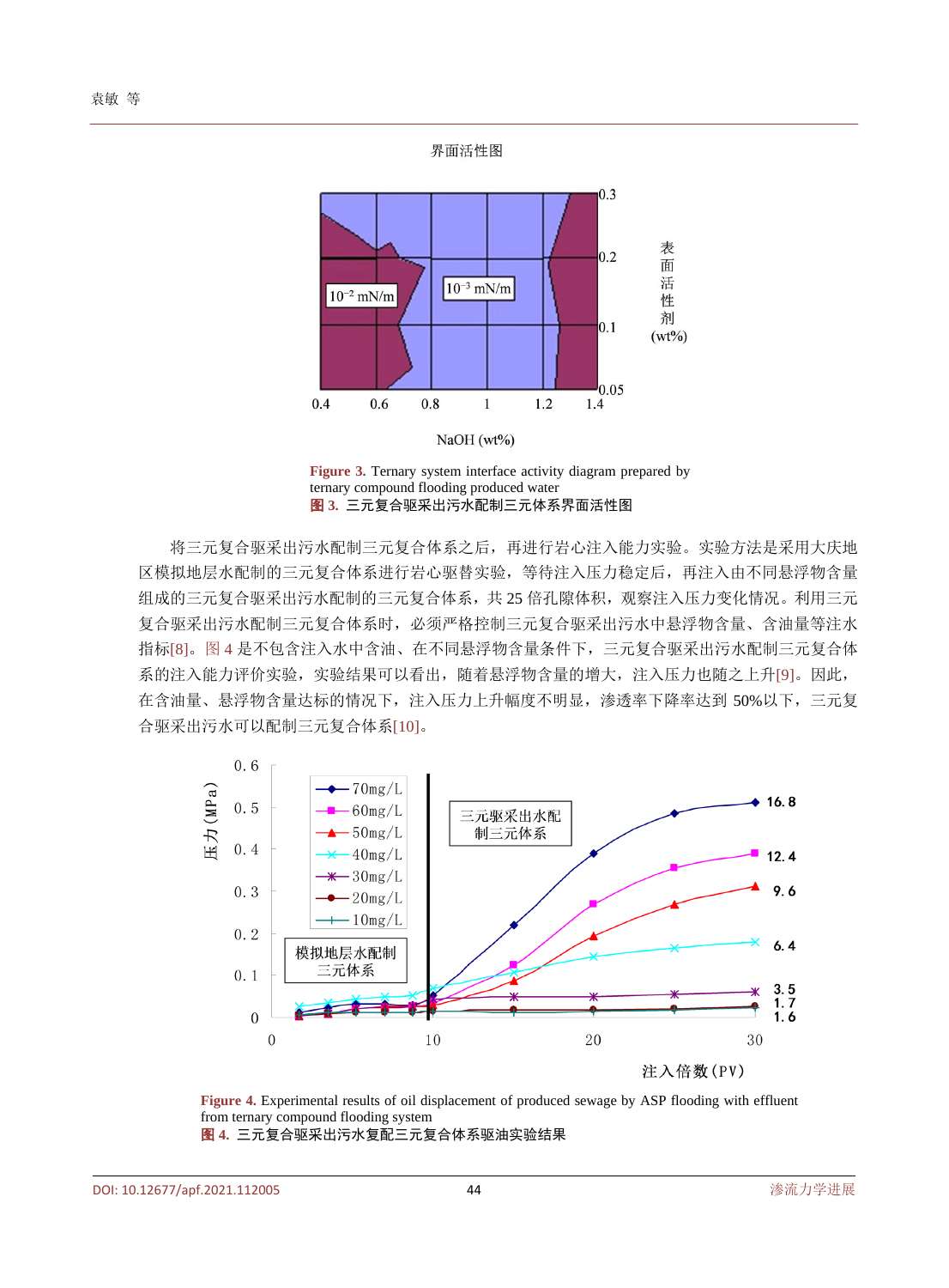界面活性图

Figure 3. Ternary system interface activity diagram prepared by ternary compound flooding produced water
**图 3.** 三元复合驱采出污水配制三元体系界面活性图

将三元复合驱采出污水配制三元复合体系之后，再进行岩心注入能力实验。实验方法是采用大庆地区模拟地层水配制的三元复合体系进行岩心驱替实验，等待注入压力稳定后，再注入由不同悬浮物含量组成的三元复合驱采出污水配制的三元复合体系，共 25 倍孔隙体积，观察注入压力变化情况。利用三元复合驱采出污水配制三元复合体系时，必须严格控制三元复合驱采出污水中悬浮物含量、含油量等注水指标[8]。图 4 是不包含注入水中含油、在不同悬浮物含量条件下，三元复合驱采出污水配制三元复合体系的注入能力评价实验，实验结果可以看出，随着悬浮物含量的增大，注入压力也随之上升[9]。因此，在含油量、悬浮物含量达标的情况下，注入压力上升幅度不明显，渗透率下降率达到 50%以下，三元复合驱采出污水可以配制三元复合体系[10]。

Figure 4. Experimental results of oil displacement of produced sewage by ASP flooding with effluent from ternary compound flooding system
**图 4.** 三元复合驱采出污水复配三元复合体系驱油实验结果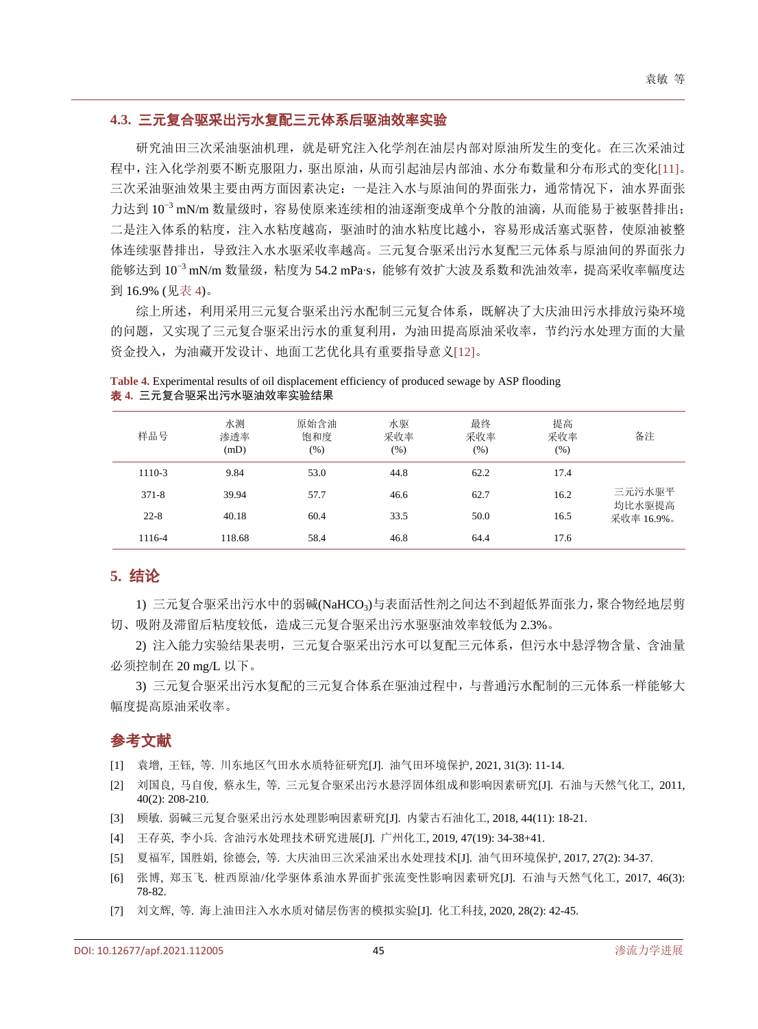### 4.3. 三元复合驱采出污水复配三元体系后驱油效率实验

研究油田三次采油驱油机理，就是研究注入化学剂在油层内部对原油所发生的变化。在三次采油过程中，注入化学剂要不断克服阻力，驱出原油，从而引起油层内部油、水分布数量和分布形式的变化[11]。三次采油驱油效果主要由两方面因素决定：一是注入水与原油间的界面张力，通常情况下，油水界面张力达到 $10^{-3}$ mN/m 数量级时，容易使原来连续相的油逐渐变成单个分散的油滴，从而能易于被驱替排出；二是注入体系的粘度，注入水粘度越高，驱油时的油水粘度比越小，容易形成活塞式驱替，使原油被整体连续驱替排出，导致注入水水驱采收率越高。三元复合驱采出污水复配三元体系与原油间的界面张力能够达到 $10^{-3}$ mN/m 数量级，粘度为 54.2 mPa·s，能够有效扩大波及系数和洗油效率，提高采收率幅度达到 16.9% (见表 4)。

综上所述，利用采用三元复合驱采出污水配制三元复合体系，既解决了大庆油田污水排放污染环境的问题，又实现了三元复合驱采出污水的重复利用，为油田提高原油采收率，节约污水处理方面的大量资金投入，为油藏开发设计、地面工艺优化具有重要指导意义[12]。

**Table 4.** Experimental results of oil displacement efficiency of produced sewage by ASP flooding
**表 4.** 三元复合驱采出污水驱油效率实验结果

| 样品号 | 水测渗透率 (mD) | 原始含油饱和度 (%) | 水驱采收率 (%) | 最终采收率 (%) | 提高采收率 (%) | 备注 |
|---|---|---|---|---|---|---|
| 1110-3 | 9.84 | 53.0 | 44.8 | 62.2 | 17.4 | |
| 371-8 | 39.94 | 57.7 | 46.6 | 62.7 | 16.2 | 三元污水驱平均比水驱提高采收率 16.9%。 |
| 22-8 | 40.18 | 60.4 | 33.5 | 50.0 | 16.5 | |
| 1116-4 | 118.68 | 58.4 | 46.8 | 64.4 | 17.6 | |

## 5. 结论

1) 三元复合驱采出污水中的弱碱($NaHCO_3$)与表面活性剂之间达不到超低界面张力，聚合物经地层剪切、吸附及滞留后粘度较低，造成三元复合驱采出污水驱油效率较低为 2.3%。

2) 注入能力实验结果表明，三元复合驱采出污水可以复配三元体系，但污水中悬浮物含量、含油量必须控制在 20 mg/L 以下。

3) 三元复合驱采出污水复配的三元复合体系在驱油过程中，与普通污水配制的三元体系一样能够大幅度提高原油采收率。

## 参考文献

[1] 袁增, 王钰, 等. 川东地区气田水水质特征研究[J]. 油气田环境保护, 2021, 31(3): 11-14.

[2] 刘国良, 马自俊, 蔡永生, 等. 三元复合驱采出污水悬浮固体组成和影响因素研究[J]. 石油与天然气化工, 2011, 40(2): 208-210.

[3] 顾敏. 弱碱三元复合驱采出污水处理影响因素研究[J]. 内蒙古石油化工, 2018, 44(11): 18-21.

[4] 王存英, 李小兵. 含油污水处理技术研究进展[J]. 广州化工, 2019, 47(19): 34-38+41.

[5] 夏福军, 国胜娟, 徐德会, 等. 大庆油田三次采油采出水处理技术[J]. 油气田环境保护, 2017, 27(2): 34-37.

[6] 张博, 郑玉飞. 桩西原油/化学驱体系油水界面扩张流变性影响因素研究[J]. 石油与天然气化工, 2017, 46(3): 78-82.

[7] 刘文辉, 等. 海上油田注入水水质对储层伤害的模拟实验[J]. 化工科技, 2020, 28(2): 42-45.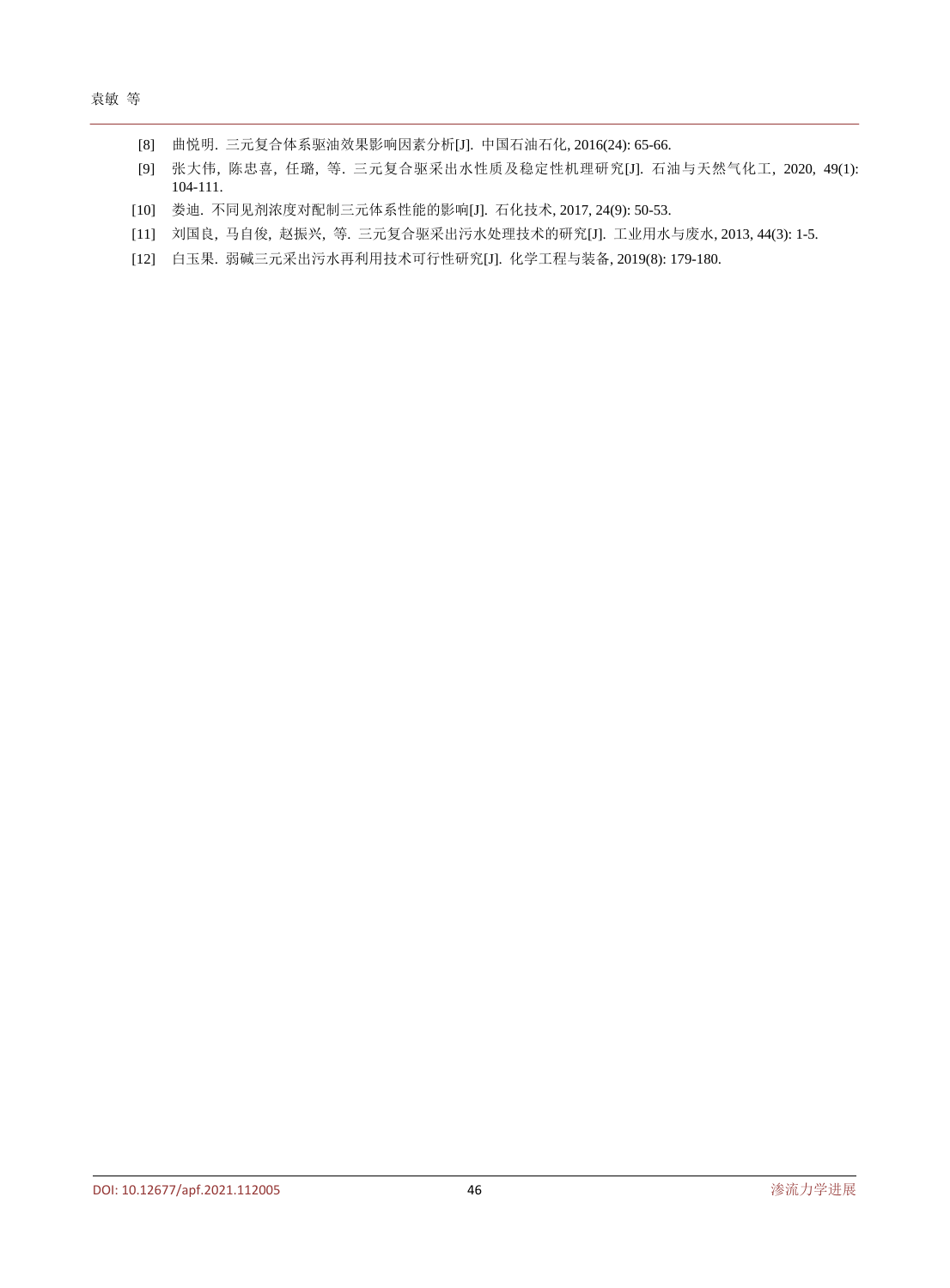[8] 曲悦明. 三元复合体系驱油效果影响因素分析[J]. 中国石油石化, 2016(24): 65-66.

[9] 张大伟, 陈忠喜, 任璐, 等. 三元复合驱采出水性质及稳定性机理研究[J]. 石油与天然气化工, 2020, 49(1): 104-111.

[10] 娄迪. 不同见剂浓度对配制三元体系性能的影响[J]. 石化技术, 2017, 24(9): 50-53.

[11] 刘国良, 马自俊, 赵振兴, 等. 三元复合驱采出污水处理技术的研究[J]. 工业用水与废水, 2013, 44(3): 1-5.

[12] 白玉果. 弱碱三元采出污水再利用技术可行性研究[J]. 化学工程与装备, 2019(8): 179-180.